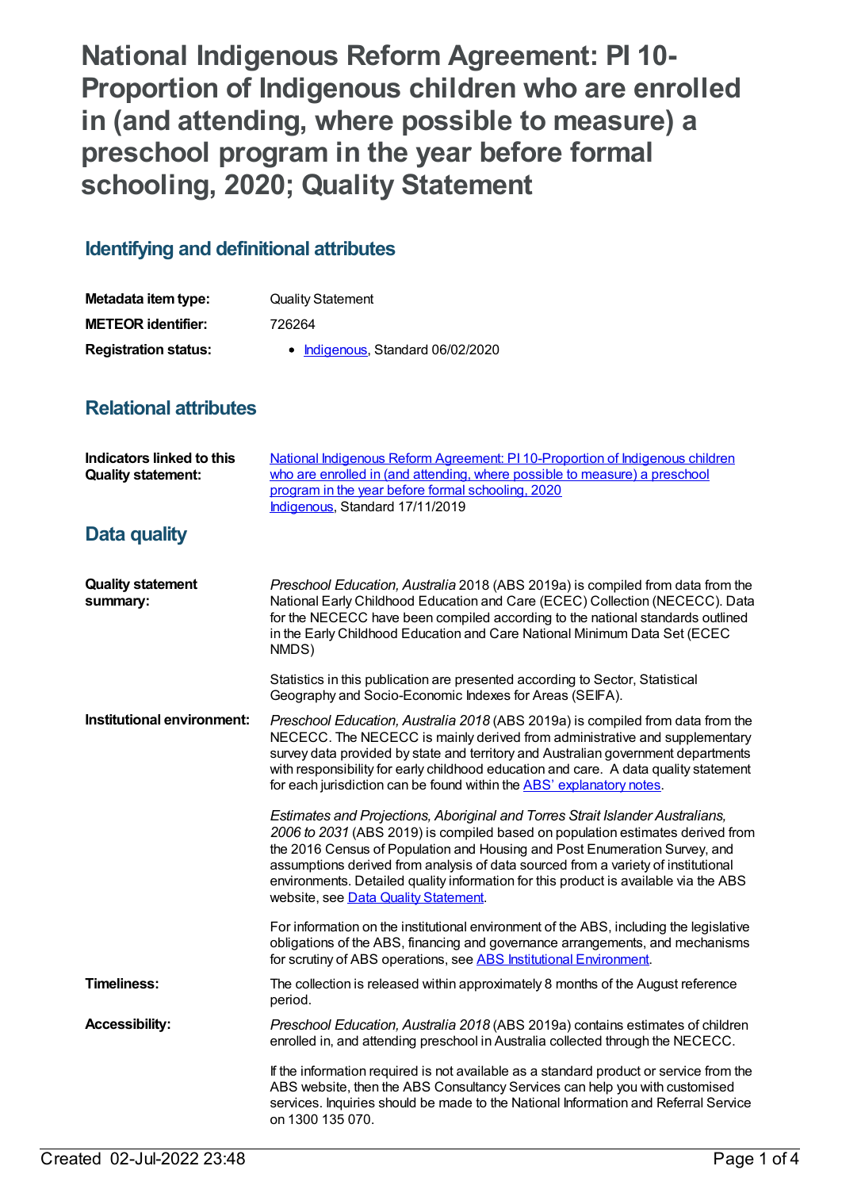# National Indigenous Reform Agreement: PI 10-Proportion of Indigenous children who are enrolled in (and attending, where possible to measure) a preschool program in the year before formal schooling, 2020; Quality Statement

## Identifying and definitional attributes

| | |
|---|---|
| **Metadata item type:** | Quality Statement |
| **METEOR identifier:** | 726264 |
| **Registration status:** | • Indigenous, Standard 06/02/2020 |

## Relational attributes

| | |
|---|---|
| **Indicators linked to this Quality statement:** | National Indigenous Reform Agreement: PI 10-Proportion of Indigenous children who are enrolled in (and attending, where possible to measure) a preschool program in the year before formal schooling, 2020<br>Indigenous, Standard 17/11/2019 |

## Data quality

**Quality statement summary:**

*Preschool Education, Australia* 2018 (ABS 2019a) is compiled from data from the National Early Childhood Education and Care (ECEC) Collection (NECECC). Data for the NECECC have been compiled according to the national standards outlined in the Early Childhood Education and Care National Minimum Data Set (ECEC NMDS)

Statistics in this publication are presented according to Sector, Statistical Geography and Socio-Economic Indexes for Areas (SEIFA).

**Institutional environment:**

*Preschool Education, Australia 2018* (ABS 2019a) is compiled from data from the NECECC. The NECECC is mainly derived from administrative and supplementary survey data provided by state and territory and Australian government departments with responsibility for early childhood education and care. A data quality statement for each jurisdiction can be found within the ABS' explanatory notes.

*Estimates and Projections, Aboriginal and Torres Strait Islander Australians, 2006 to 2031* (ABS 2019) is compiled based on population estimates derived from the 2016 Census of Population and Housing and Post Enumeration Survey, and assumptions derived from analysis of data sourced from a variety of institutional environments. Detailed quality information for this product is available via the ABS website, see Data Quality Statement.

For information on the institutional environment of the ABS, including the legislative obligations of the ABS, financing and governance arrangements, and mechanisms for scrutiny of ABS operations, see ABS Institutional Environment.

**Timeliness:**

The collection is released within approximately 8 months of the August reference period.

**Accessibility:**

*Preschool Education, Australia 2018* (ABS 2019a) contains estimates of children enrolled in, and attending preschool in Australia collected through the NECECC.

If the information required is not available as a standard product or service from the ABS website, then the ABS Consultancy Services can help you with customised services. Inquiries should be made to the National Information and Referral Service on 1300 135 070.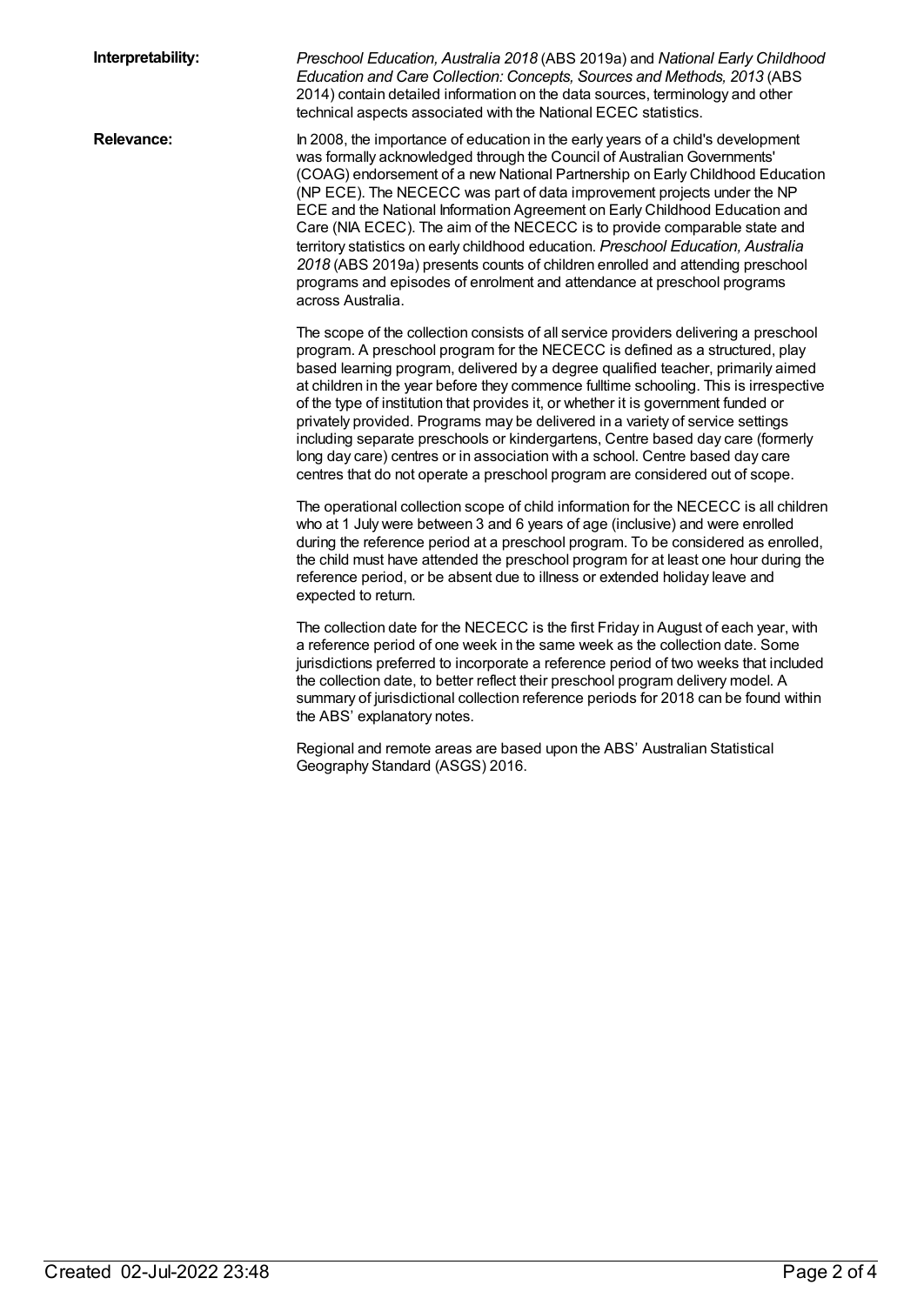**Interpretability:** *Preschool Education, Australia 2018* (ABS 2019a) and *National Early Childhood Education and Care Collection: Concepts, Sources and Methods, 2013* (ABS 2014) contain detailed information on the data sources, terminology and other technical aspects associated with the National ECEC statistics.

**Relevance:** In 2008, the importance of education in the early years of a child's development was formally acknowledged through the Council of Australian Governments' (COAG) endorsement of a new National Partnership on Early Childhood Education (NP ECE). The NECECC was part of data improvement projects under the NP ECE and the National Information Agreement on Early Childhood Education and Care (NIA ECEC). The aim of the NECECC is to provide comparable state and territory statistics on early childhood education. *Preschool Education, Australia 2018* (ABS 2019a) presents counts of children enrolled and attending preschool programs and episodes of enrolment and attendance at preschool programs across Australia.

The scope of the collection consists of all service providers delivering a preschool program. A preschool program for the NECECC is defined as a structured, play based learning program, delivered by a degree qualified teacher, primarily aimed at children in the year before they commence fulltime schooling. This is irrespective of the type of institution that provides it, or whether it is government funded or privately provided. Programs may be delivered in a variety of service settings including separate preschools or kindergartens, Centre based day care (formerly long day care) centres or in association with a school. Centre based day care centres that do not operate a preschool program are considered out of scope.

The operational collection scope of child information for the NECECC is all children who at 1 July were between 3 and 6 years of age (inclusive) and were enrolled during the reference period at a preschool program. To be considered as enrolled, the child must have attended the preschool program for at least one hour during the reference period, or be absent due to illness or extended holiday leave and expected to return.

The collection date for the NECECC is the first Friday in August of each year, with a reference period of one week in the same week as the collection date. Some jurisdictions preferred to incorporate a reference period of two weeks that included the collection date, to better reflect their preschool program delivery model. A summary of jurisdictional collection reference periods for 2018 can be found within the ABS' explanatory notes.

Regional and remote areas are based upon the ABS' Australian Statistical Geography Standard (ASGS) 2016.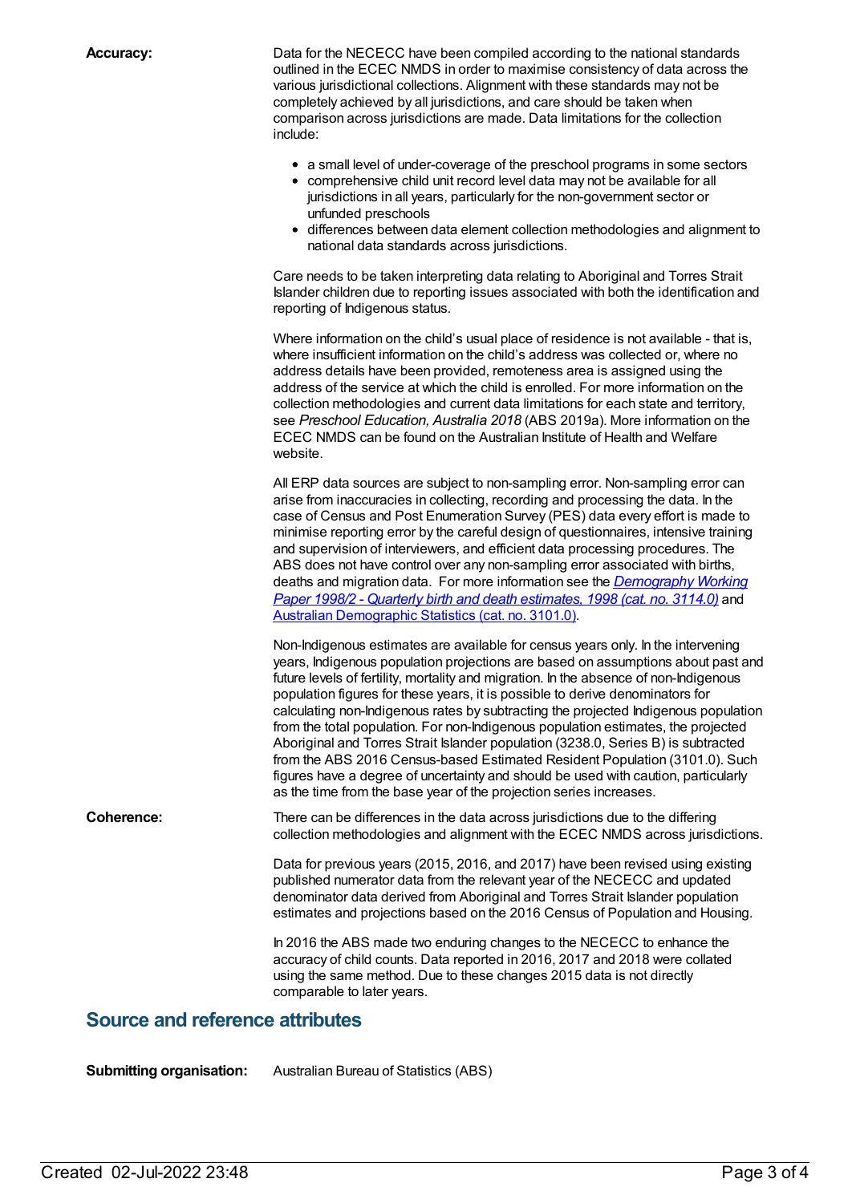**Accuracy:**

Data for the NECECC have been compiled according to the national standards outlined in the ECEC NMDS in order to maximise consistency of data across the various jurisdictional collections. Alignment with these standards may not be completely achieved by all jurisdictions, and care should be taken when comparison across jurisdictions are made. Data limitations for the collection include:

- a small level of under-coverage of the preschool programs in some sectors
- comprehensive child unit record level data may not be available for all jurisdictions in all years, particularly for the non-government sector or unfunded preschools
- differences between data element collection methodologies and alignment to national data standards across jurisdictions.

Care needs to be taken interpreting data relating to Aboriginal and Torres Strait Islander children due to reporting issues associated with both the identification and reporting of Indigenous status.

Where information on the child's usual place of residence is not available - that is, where insufficient information on the child's address was collected or, where no address details have been provided, remoteness area is assigned using the address of the service at which the child is enrolled. For more information on the collection methodologies and current data limitations for each state and territory, see *Preschool Education, Australia 2018* (ABS 2019a). More information on the ECEC NMDS can be found on the Australian Institute of Health and Welfare website.

All ERP data sources are subject to non-sampling error. Non-sampling error can arise from inaccuracies in collecting, recording and processing the data. In the case of Census and Post Enumeration Survey (PES) data every effort is made to minimise reporting error by the careful design of questionnaires, intensive training and supervision of interviewers, and efficient data processing procedures. The ABS does not have control over any non-sampling error associated with births, deaths and migration data. For more information see the [*Demography Working Paper 1998/2 - Quarterly birth and death estimates, 1998 (cat. no. 3114.0)*]() and [Australian Demographic Statistics (cat. no. 3101.0)]().

Non-Indigenous estimates are available for census years only. In the intervening years, Indigenous population projections are based on assumptions about past and future levels of fertility, mortality and migration. In the absence of non-Indigenous population figures for these years, it is possible to derive denominators for calculating non-Indigenous rates by subtracting the projected Indigenous population from the total population. For non-Indigenous population estimates, the projected Aboriginal and Torres Strait Islander population (3238.0, Series B) is subtracted from the ABS 2016 Census-based Estimated Resident Population (3101.0). Such figures have a degree of uncertainty and should be used with caution, particularly as the time from the base year of the projection series increases.

**Coherence:**

There can be differences in the data across jurisdictions due to the differing collection methodologies and alignment with the ECEC NMDS across jurisdictions.

Data for previous years (2015, 2016, and 2017) have been revised using existing published numerator data from the relevant year of the NECECC and updated denominator data derived from Aboriginal and Torres Strait Islander population estimates and projections based on the 2016 Census of Population and Housing.

In 2016 the ABS made two enduring changes to the NECECC to enhance the accuracy of child counts. Data reported in 2016, 2017 and 2018 were collated using the same method. Due to these changes 2015 data is not directly comparable to later years.

## Source and reference attributes

**Submitting organisation:** Australian Bureau of Statistics (ABS)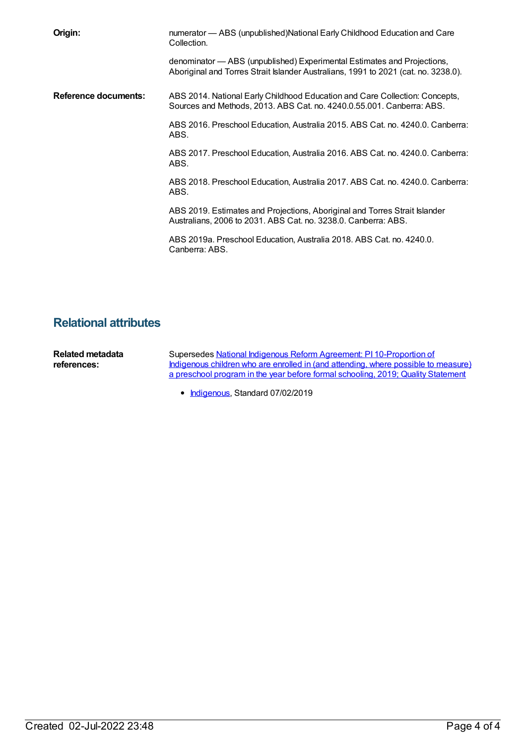**Origin:**

numerator — ABS (unpublished)National Early Childhood Education and Care Collection.

denominator — ABS (unpublished) Experimental Estimates and Projections, Aboriginal and Torres Strait Islander Australians, 1991 to 2021 (cat. no. 3238.0).

**Reference documents:**

ABS 2014. National Early Childhood Education and Care Collection: Concepts, Sources and Methods, 2013. ABS Cat. no. 4240.0.55.001. Canberra: ABS.

ABS 2016. Preschool Education, Australia 2015. ABS Cat. no. 4240.0. Canberra: ABS.

ABS 2017. Preschool Education, Australia 2016. ABS Cat. no. 4240.0. Canberra: ABS.

ABS 2018. Preschool Education, Australia 2017. ABS Cat. no. 4240.0. Canberra: ABS.

ABS 2019. Estimates and Projections, Aboriginal and Torres Strait Islander Australians, 2006 to 2031. ABS Cat. no. 3238.0. Canberra: ABS.

ABS 2019a. Preschool Education, Australia 2018. ABS Cat. no. 4240.0. Canberra: ABS.

## Relational attributes

**Related metadata references:**

Supersedes National Indigenous Reform Agreement: PI 10-Proportion of Indigenous children who are enrolled in (and attending, where possible to measure) a preschool program in the year before formal schooling, 2019; Quality Statement

- Indigenous, Standard 07/02/2019